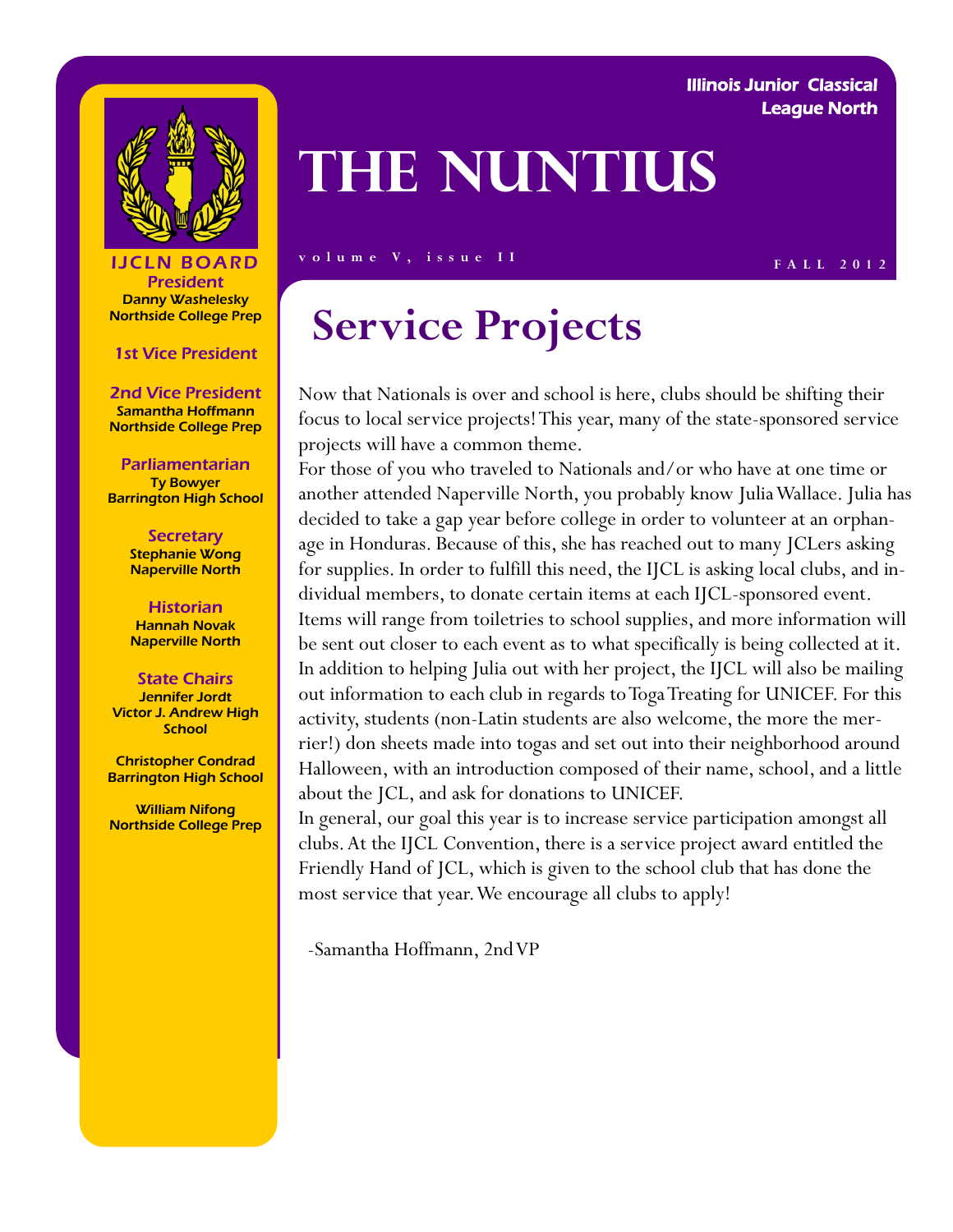Illinois Junior Classical League North

# The Nuntius

volume V, issue II

FALL 2012

**IJCLN BOARD**

**President**
Danny Washelesky
Northside College Prep

**1st Vice President**

**2nd Vice President**
Samantha Hoffmann
Northside College Prep

**Parliamentarian**
Ty Bowyer
Barrington High School

**Secretary**
Stephanie Wong
Naperville North

**Historian**
Hannah Novak
Naperville North

**State Chairs**
Jennifer Jordt
Victor J. Andrew High School

Christopher Condrad
Barrington High School

William Nifong
Northside College Prep

## Service Projects

Now that Nationals is over and school is here, clubs should be shifting their focus to local service projects! This year, many of the state-sponsored service projects will have a common theme.

For those of you who traveled to Nationals and/or who have at one time or another attended Naperville North, you probably know Julia Wallace. Julia has decided to take a gap year before college in order to volunteer at an orphanage in Honduras. Because of this, she has reached out to many JCLers asking for supplies. In order to fulfill this need, the IJCL is asking local clubs, and individual members, to donate certain items at each IJCL-sponsored event. Items will range from toiletries to school supplies, and more information will be sent out closer to each event as to what specifically is being collected at it. In addition to helping Julia out with her project, the IJCL will also be mailing out information to each club in regards to Toga Treating for UNICEF. For this activity, students (non-Latin students are also welcome, the more the merrier!) don sheets made into togas and set out into their neighborhood around Halloween, with an introduction composed of their name, school, and a little about the JCL, and ask for donations to UNICEF.

In general, our goal this year is to increase service participation amongst all clubs. At the IJCL Convention, there is a service project award entitled the Friendly Hand of JCL, which is given to the school club that has done the most service that year. We encourage all clubs to apply!

-Samantha Hoffmann, 2nd VP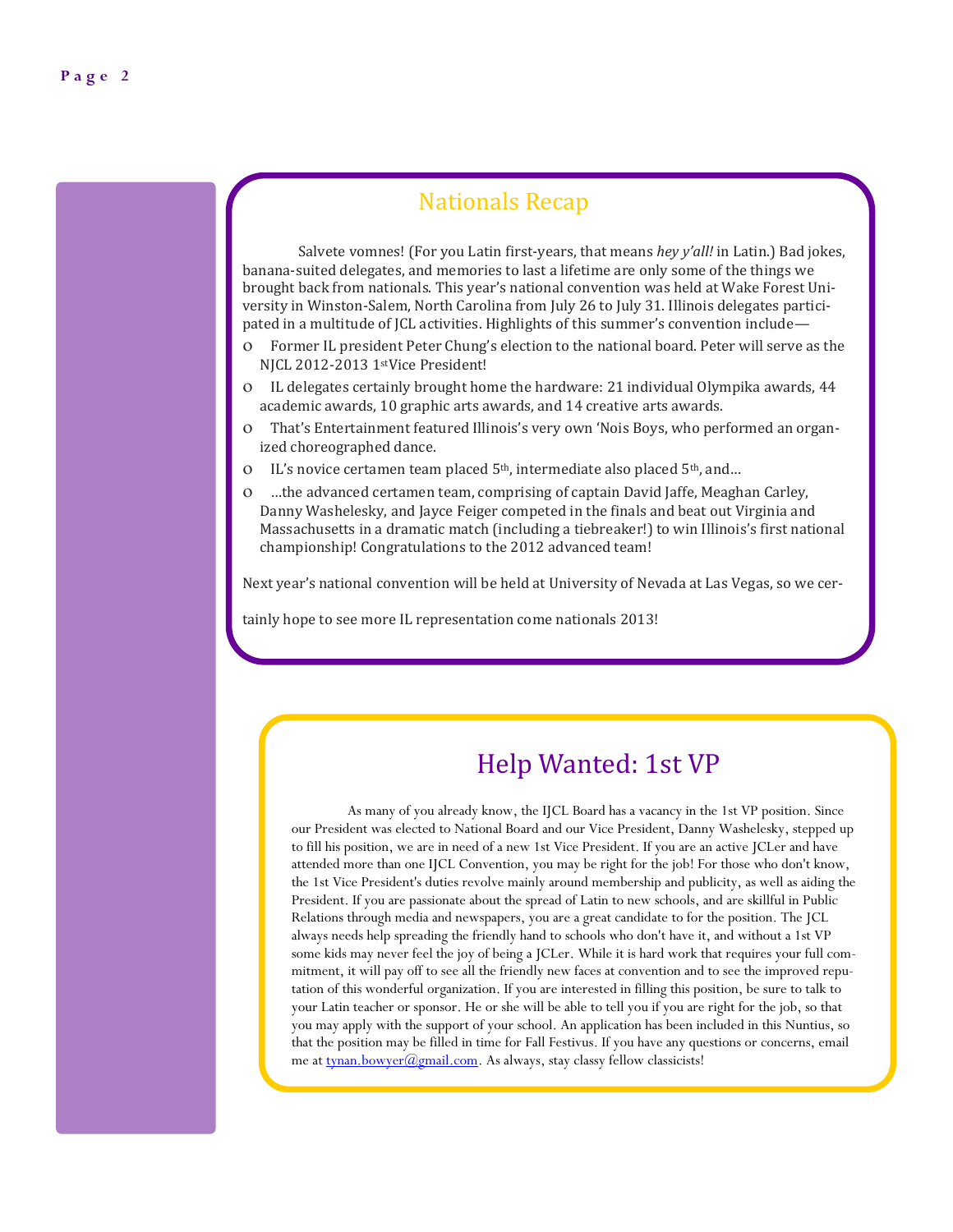## Nationals Recap

Salvete vomnes! (For you Latin first-years, that means *hey y'all!* in Latin.) Bad jokes, banana-suited delegates, and memories to last a lifetime are only some of the things we brought back from nationals. This year's national convention was held at Wake Forest University in Winston-Salem, North Carolina from July 26 to July 31. Illinois delegates participated in a multitude of JCL activities. Highlights of this summer's convention include—

- Former IL president Peter Chung's election to the national board. Peter will serve as the NJCL 2012-2013 1st Vice President!
- IL delegates certainly brought home the hardware: 21 individual Olympika awards, 44 academic awards, 10 graphic arts awards, and 14 creative arts awards.
- That's Entertainment featured Illinois's very own 'Nois Boys, who performed an organized choreographed dance.
- IL's novice certamen team placed 5th, intermediate also placed 5th, and…
- …the advanced certamen team, comprising of captain David Jaffe, Meaghan Carley, Danny Washelesky, and Jayce Feiger competed in the finals and beat out Virginia and Massachusetts in a dramatic match (including a tiebreaker!) to win Illinois's first national championship! Congratulations to the 2012 advanced team!

Next year's national convention will be held at University of Nevada at Las Vegas, so we certainly hope to see more IL representation come nationals 2013!

## Help Wanted: 1st VP

As many of you already know, the IJCL Board has a vacancy in the 1st VP position. Since our President was elected to National Board and our Vice President, Danny Washelesky, stepped up to fill his position, we are in need of a new 1st Vice President. If you are an active JCLer and have attended more than one IJCL Convention, you may be right for the job! For those who don't know, the 1st Vice President's duties revolve mainly around membership and publicity, as well as aiding the President. If you are passionate about the spread of Latin to new schools, and are skillful in Public Relations through media and newspapers, you are a great candidate to for the position. The JCL always needs help spreading the friendly hand to schools who don't have it, and without a 1st VP some kids may never feel the joy of being a JCLer. While it is hard work that requires your full commitment, it will pay off to see all the friendly new faces at convention and to see the improved reputation of this wonderful organization. If you are interested in filling this position, be sure to talk to your Latin teacher or sponsor. He or she will be able to tell you if you are right for the job, so that you may apply with the support of your school. An application has been included in this Nuntius, so that the position may be filled in time for Fall Festivus. If you have any questions or concerns, email me at tynan.bowyer@gmail.com. As always, stay classy fellow classicists!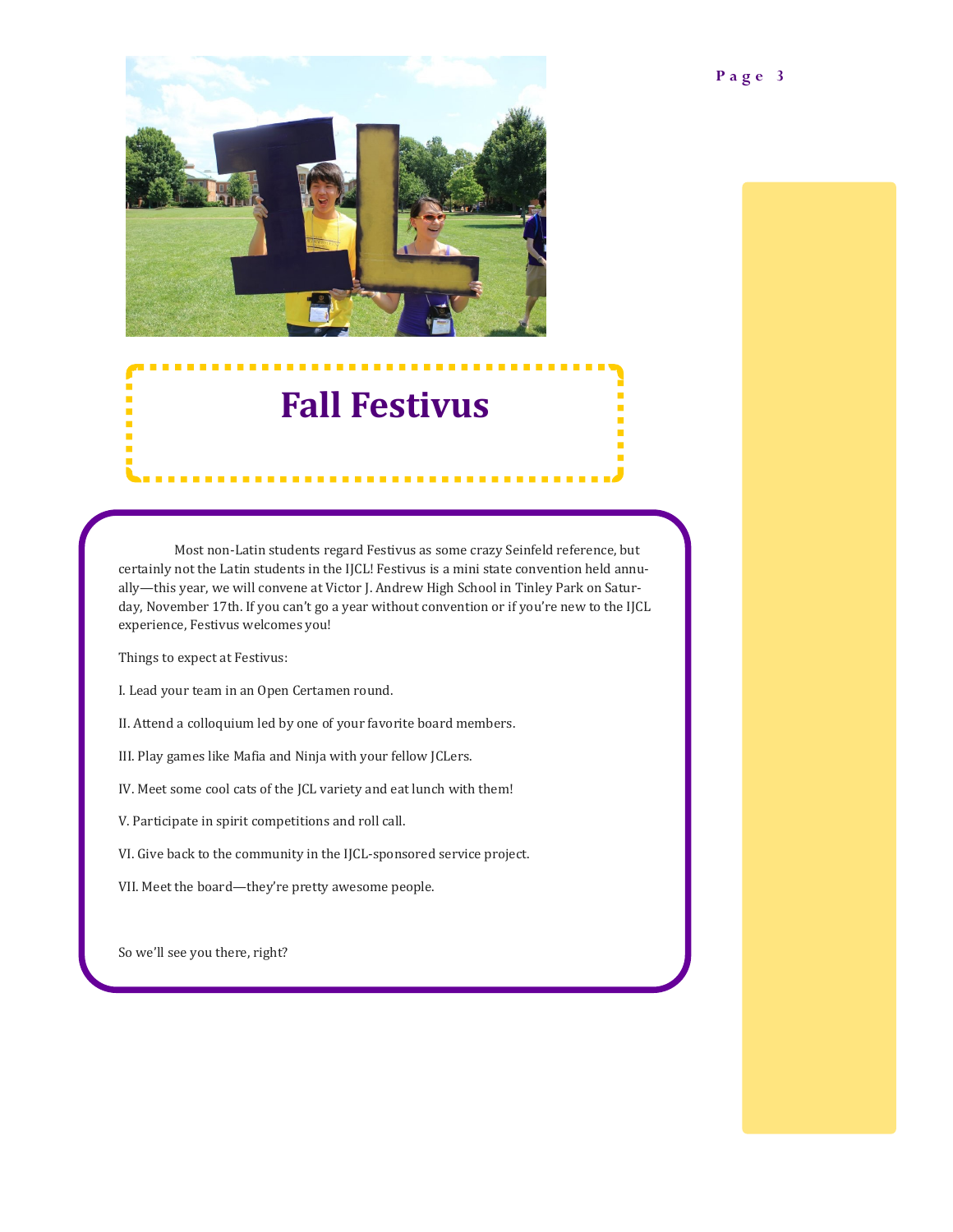# Fall Festivus

Most non-Latin students regard Festivus as some crazy Seinfeld reference, but certainly not the Latin students in the IJCL! Festivus is a mini state convention held annually—this year, we will convene at Victor J. Andrew High School in Tinley Park on Saturday, November 17th. If you can't go a year without convention or if you're new to the IJCL experience, Festivus welcomes you!

Things to expect at Festivus:

I. Lead your team in an Open Certamen round.

II. Attend a colloquium led by one of your favorite board members.

III. Play games like Mafia and Ninja with your fellow JCLers.

IV. Meet some cool cats of the JCL variety and eat lunch with them!

V. Participate in spirit competitions and roll call.

VI. Give back to the community in the IJCL-sponsored service project.

VII. Meet the board—they're pretty awesome people.

So we'll see you there, right?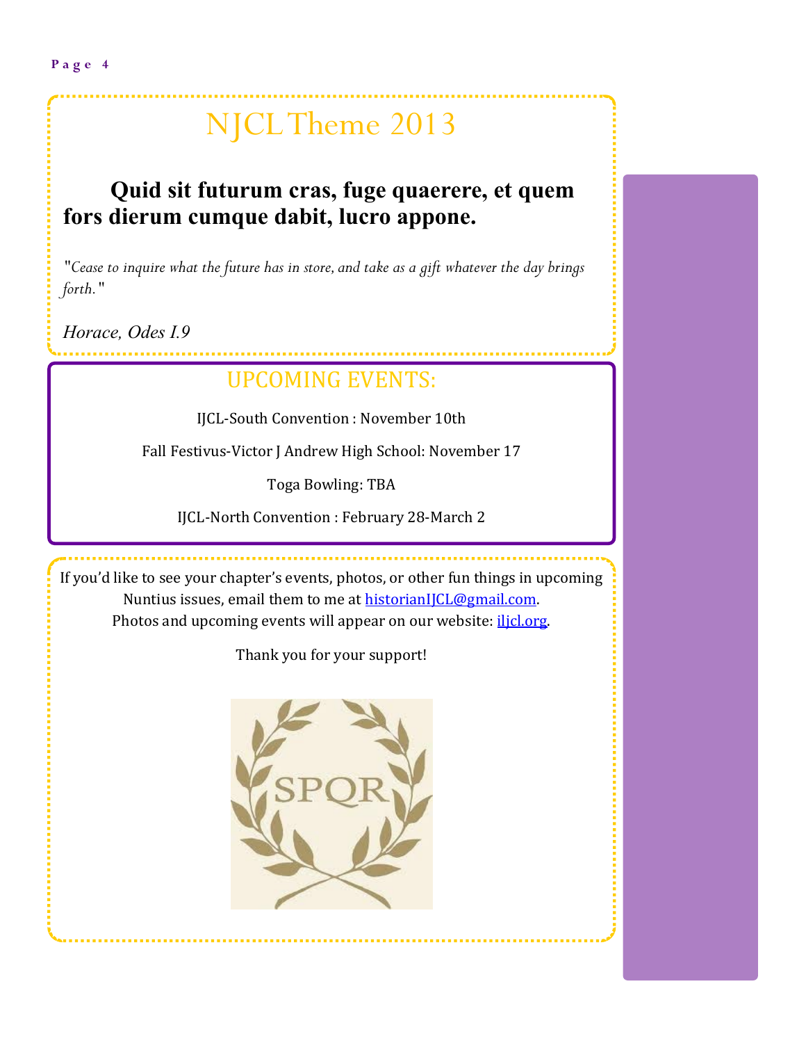# NJCL Theme 2013

**Quid sit futurum cras, fuge quaerere, et quem fors dierum cumque dabit, lucro appone.**

*"Cease to inquire what the future has in store, and take as a gift whatever the day brings forth."*

*Horace, Odes I.9*

## UPCOMING EVENTS:

IJCL-South Convention : November 10th

Fall Festivus-Victor J Andrew High School: November 17

Toga Bowling: TBA

IJCL-North Convention : February 28-March 2

If you'd like to see your chapter's events, photos, or other fun things in upcoming Nuntius issues, email them to me at historianIJCL@gmail.com.
Photos and upcoming events will appear on our website: iljcl.org.

Thank you for your support!